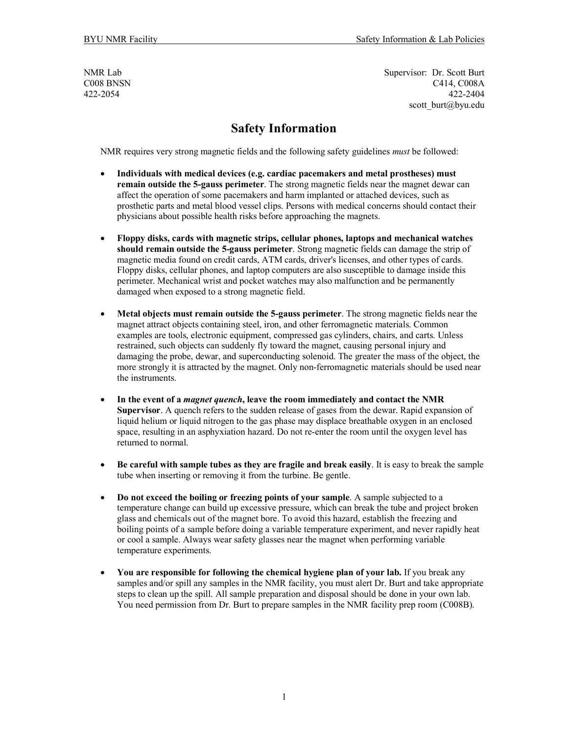NMR Lab
C008 BNSN
422-2054

Supervisor: Dr. Scott Burt
C414, C008A
422-2404
scott_burt@byu.edu

# Safety Information

NMR requires very strong magnetic fields and the following safety guidelines *must* be followed:

- **Individuals with medical devices (e.g. cardiac pacemakers and metal prostheses) must remain outside the 5-gauss perimeter**. The strong magnetic fields near the magnet dewar can affect the operation of some pacemakers and harm implanted or attached devices, such as prosthetic parts and metal blood vessel clips. Persons with medical concerns should contact their physicians about possible health risks before approaching the magnets.

- **Floppy disks, cards with magnetic strips, cellular phones, laptops and mechanical watches should remain outside the 5-gauss perimeter**. Strong magnetic fields can damage the strip of magnetic media found on credit cards, ATM cards, driver's licenses, and other types of cards. Floppy disks, cellular phones, and laptop computers are also susceptible to damage inside this perimeter. Mechanical wrist and pocket watches may also malfunction and be permanently damaged when exposed to a strong magnetic field.

- **Metal objects must remain outside the 5-gauss perimeter**. The strong magnetic fields near the magnet attract objects containing steel, iron, and other ferromagnetic materials. Common examples are tools, electronic equipment, compressed gas cylinders, chairs, and carts. Unless restrained, such objects can suddenly fly toward the magnet, causing personal injury and damaging the probe, dewar, and superconducting solenoid. The greater the mass of the object, the more strongly it is attracted by the magnet. Only non-ferromagnetic materials should be used near the instruments.

- **In the event of a *magnet quench*, leave the room immediately and contact the NMR Supervisor**. A quench refers to the sudden release of gases from the dewar. Rapid expansion of liquid helium or liquid nitrogen to the gas phase may displace breathable oxygen in an enclosed space, resulting in an asphyxiation hazard. Do not re-enter the room until the oxygen level has returned to normal.

- **Be careful with sample tubes as they are fragile and break easily**. It is easy to break the sample tube when inserting or removing it from the turbine. Be gentle.

- **Do not exceed the boiling or freezing points of your sample**. A sample subjected to a temperature change can build up excessive pressure, which can break the tube and project broken glass and chemicals out of the magnet bore. To avoid this hazard, establish the freezing and boiling points of a sample before doing a variable temperature experiment, and never rapidly heat or cool a sample. Always wear safety glasses near the magnet when performing variable temperature experiments.

- **You are responsible for following the chemical hygiene plan of your lab.** If you break any samples and/or spill any samples in the NMR facility, you must alert Dr. Burt and take appropriate steps to clean up the spill. All sample preparation and disposal should be done in your own lab. You need permission from Dr. Burt to prepare samples in the NMR facility prep room (C008B).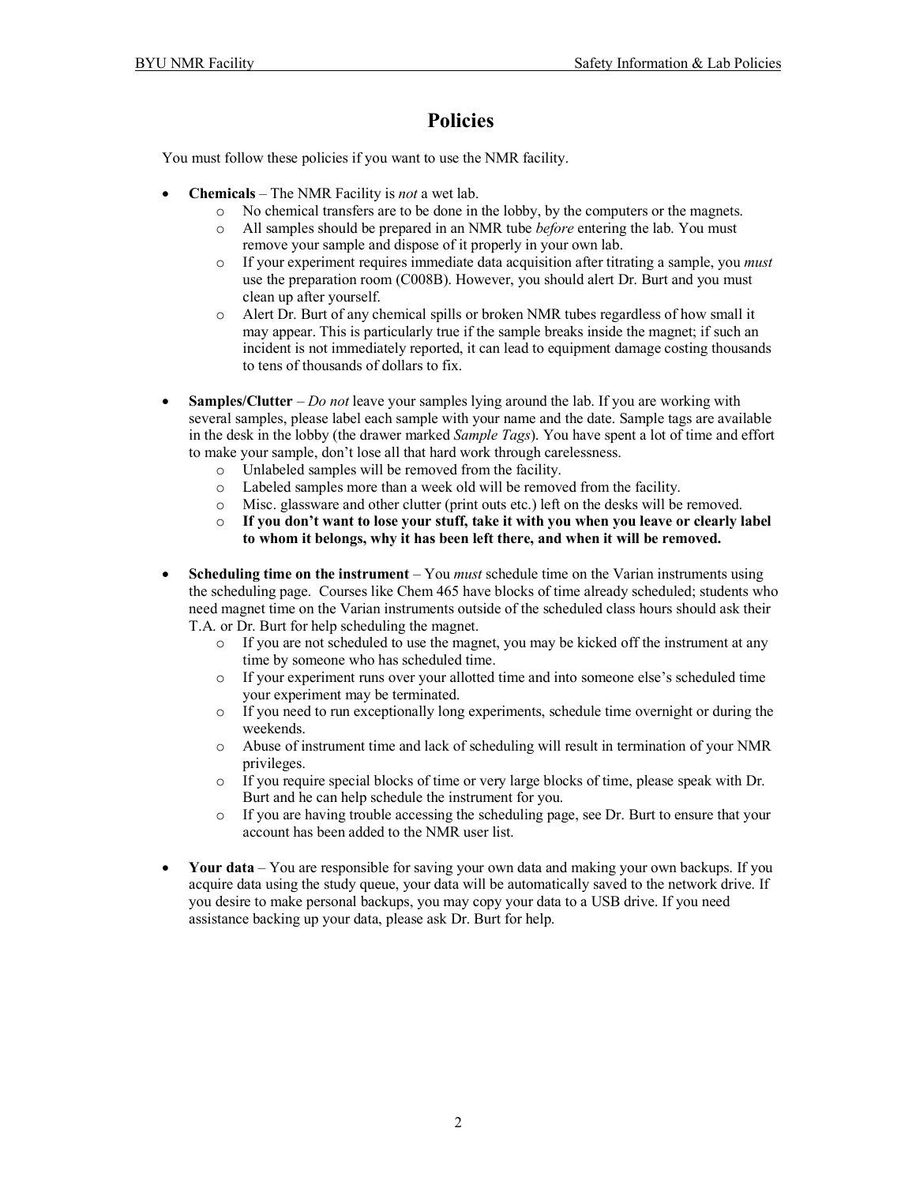# Policies

You must follow these policies if you want to use the NMR facility.

- **Chemicals** – The NMR Facility is *not* a wet lab.
  - No chemical transfers are to be done in the lobby, by the computers or the magnets.
  - All samples should be prepared in an NMR tube *before* entering the lab. You must remove your sample and dispose of it properly in your own lab.
  - If your experiment requires immediate data acquisition after titrating a sample, you *must* use the preparation room (C008B). However, you should alert Dr. Burt and you must clean up after yourself.
  - Alert Dr. Burt of any chemical spills or broken NMR tubes regardless of how small it may appear. This is particularly true if the sample breaks inside the magnet; if such an incident is not immediately reported, it can lead to equipment damage costing thousands to tens of thousands of dollars to fix.

- **Samples/Clutter** – *Do not* leave your samples lying around the lab. If you are working with several samples, please label each sample with your name and the date. Sample tags are available in the desk in the lobby (the drawer marked *Sample Tags*). You have spent a lot of time and effort to make your sample, don't lose all that hard work through carelessness.
  - Unlabeled samples will be removed from the facility.
  - Labeled samples more than a week old will be removed from the facility.
  - Misc. glassware and other clutter (print outs etc.) left on the desks will be removed.
  - **If you don't want to lose your stuff, take it with you when you leave or clearly label to whom it belongs, why it has been left there, and when it will be removed.**

- **Scheduling time on the instrument** – You *must* schedule time on the Varian instruments using the scheduling page. Courses like Chem 465 have blocks of time already scheduled; students who need magnet time on the Varian instruments outside of the scheduled class hours should ask their T.A. or Dr. Burt for help scheduling the magnet.
  - If you are not scheduled to use the magnet, you may be kicked off the instrument at any time by someone who has scheduled time.
  - If your experiment runs over your allotted time and into someone else's scheduled time your experiment may be terminated.
  - If you need to run exceptionally long experiments, schedule time overnight or during the weekends.
  - Abuse of instrument time and lack of scheduling will result in termination of your NMR privileges.
  - If you require special blocks of time or very large blocks of time, please speak with Dr. Burt and he can help schedule the instrument for you.
  - If you are having trouble accessing the scheduling page, see Dr. Burt to ensure that your account has been added to the NMR user list.

- **Your data** – You are responsible for saving your own data and making your own backups. If you acquire data using the study queue, your data will be automatically saved to the network drive. If you desire to make personal backups, you may copy your data to a USB drive. If you need assistance backing up your data, please ask Dr. Burt for help.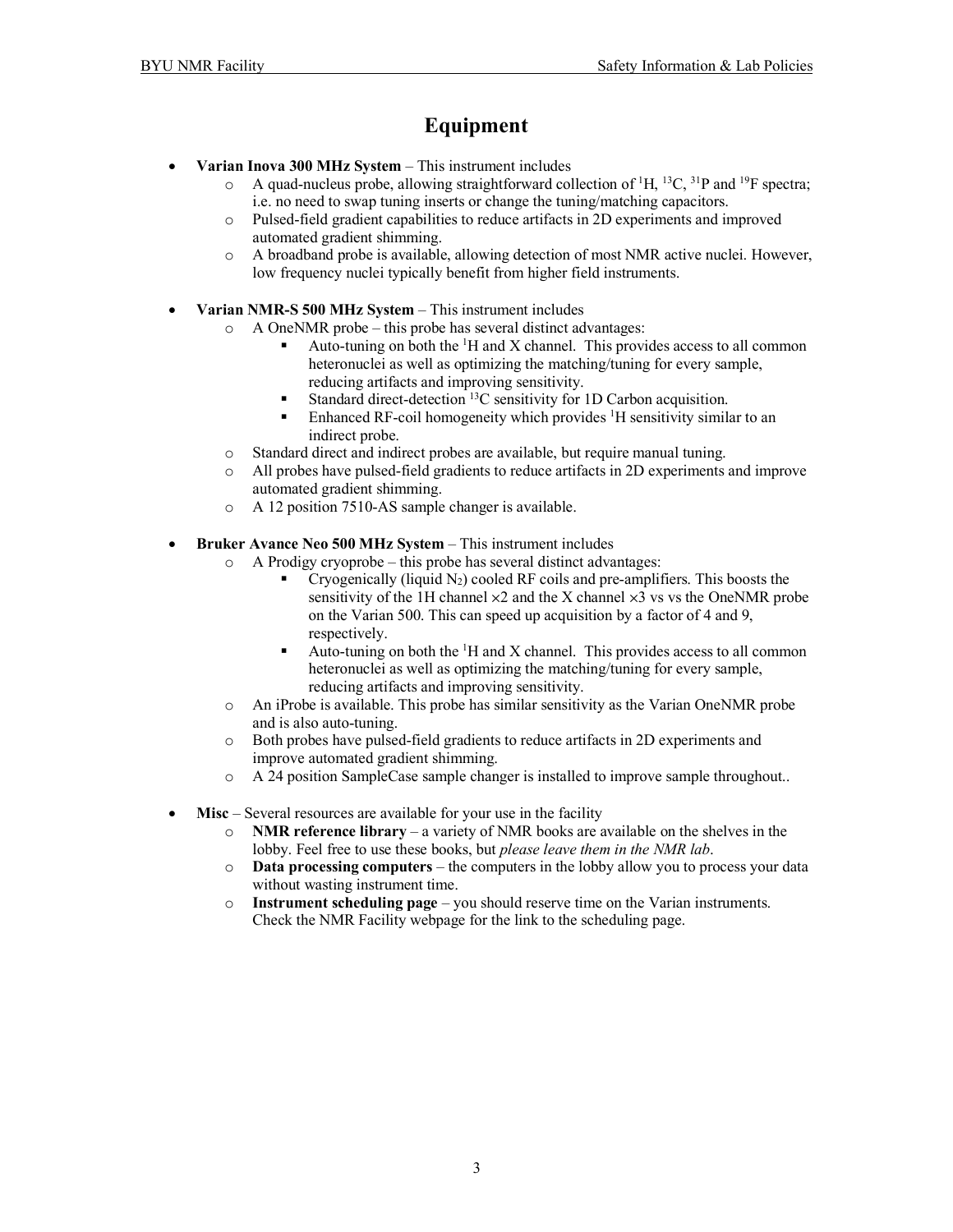# Equipment

- **Varian Inova 300 MHz System** – This instrument includes
  - A quad-nucleus probe, allowing straightforward collection of $^{1}H$, $^{13}C$, $^{31}P$ and $^{19}F$ spectra; i.e. no need to swap tuning inserts or change the tuning/matching capacitors.
  - Pulsed-field gradient capabilities to reduce artifacts in 2D experiments and improved automated gradient shimming.
  - A broadband probe is available, allowing detection of most NMR active nuclei. However, low frequency nuclei typically benefit from higher field instruments.

- **Varian NMR-S 500 MHz System** – This instrument includes
  - A OneNMR probe – this probe has several distinct advantages:
    - Auto-tuning on both the $^{1}H$ and X channel. This provides access to all common heteronuclei as well as optimizing the matching/tuning for every sample, reducing artifacts and improving sensitivity.
    - Standard direct-detection $^{13}C$ sensitivity for 1D Carbon acquisition.
    - Enhanced RF-coil homogeneity which provides $^{1}H$ sensitivity similar to an indirect probe.
  - Standard direct and indirect probes are available, but require manual tuning.
  - All probes have pulsed-field gradients to reduce artifacts in 2D experiments and improve automated gradient shimming.
  - A 12 position 7510-AS sample changer is available.

- **Bruker Avance Neo 500 MHz System** – This instrument includes
  - A Prodigy cryoprobe – this probe has several distinct advantages:
    - Cryogenically (liquid $N_2$) cooled RF coils and pre-amplifiers. This boosts the sensitivity of the 1H channel $\times 2$ and the X channel $\times 3$ vs vs the OneNMR probe on the Varian 500. This can speed up acquisition by a factor of 4 and 9, respectively.
    - Auto-tuning on both the $^{1}H$ and X channel. This provides access to all common heteronuclei as well as optimizing the matching/tuning for every sample, reducing artifacts and improving sensitivity.
  - An iProbe is available. This probe has similar sensitivity as the Varian OneNMR probe and is also auto-tuning.
  - Both probes have pulsed-field gradients to reduce artifacts in 2D experiments and improve automated gradient shimming.
  - A 24 position SampleCase sample changer is installed to improve sample throughout..

- **Misc** – Several resources are available for your use in the facility
  - **NMR reference library** – a variety of NMR books are available on the shelves in the lobby. Feel free to use these books, but *please leave them in the NMR lab*.
  - **Data processing computers** – the computers in the lobby allow you to process your data without wasting instrument time.
  - **Instrument scheduling page** – you should reserve time on the Varian instruments. Check the NMR Facility webpage for the link to the scheduling page.